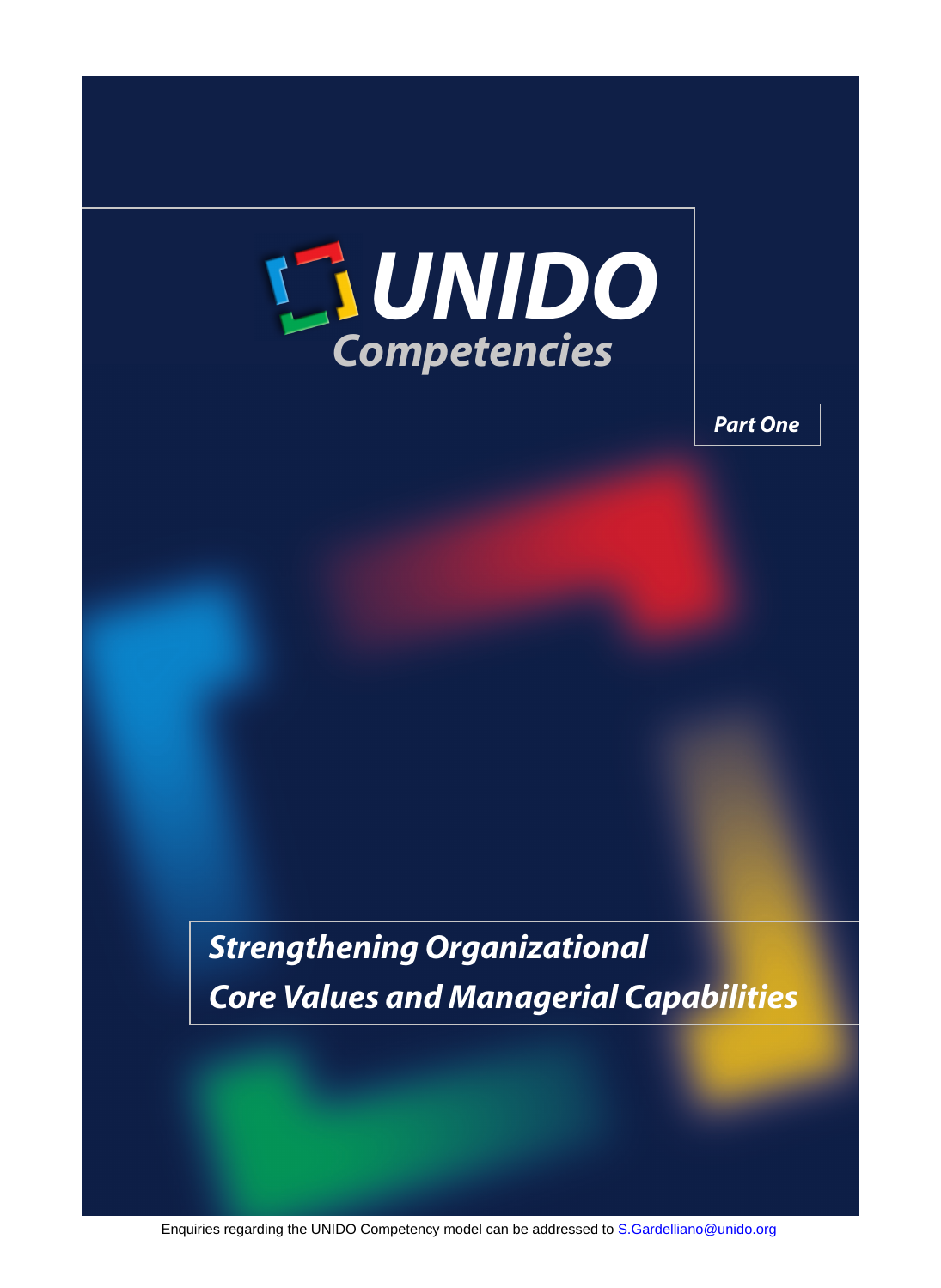# UNIDO Competencies

*Part One*

## *Strengthening Organizational Core Values and Managerial Capabilities*

Enquiries regarding the UNIDO Competency model can be addressed to S.Gardelliano@unido.org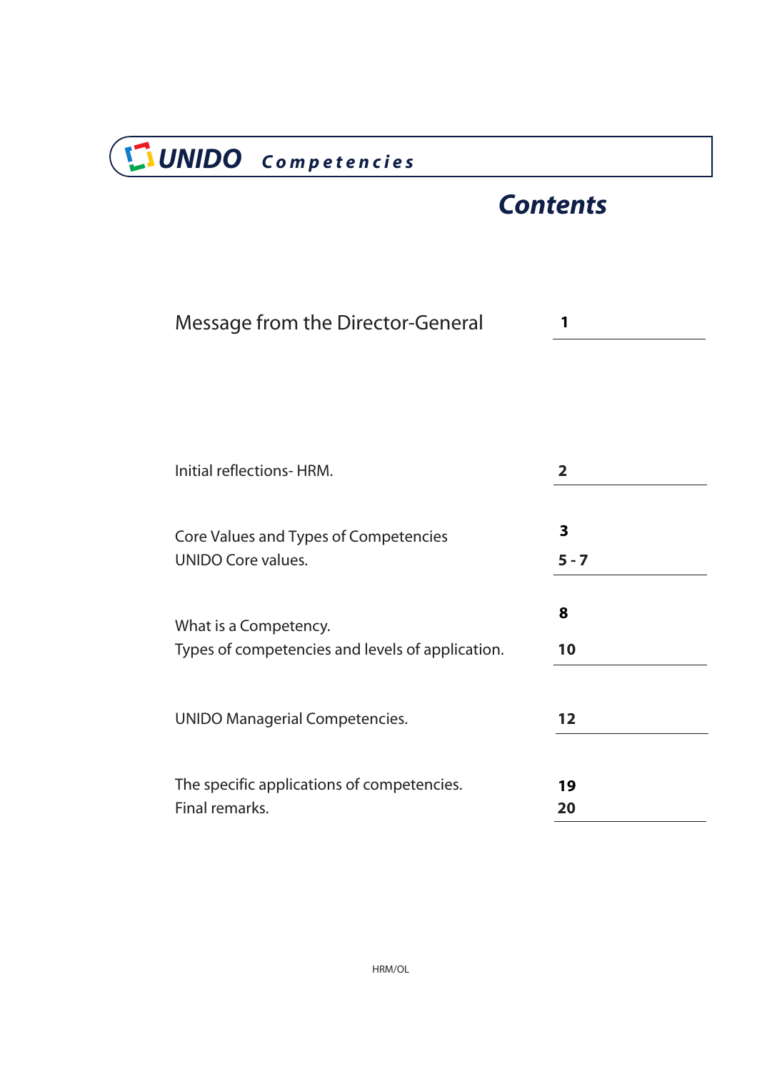# UNIDO Competencies

## Contents

| | |
|---|---|
| Message from the Director-General | **1** |
| Initial reflections- HRM. | **2** |
| Core Values and Types of Competencies | **3** |
| UNIDO Core values. | **5 - 7** |
| What is a Competency. | **8** |
| Types of competencies and levels of application. | **10** |
| UNIDO Managerial Competencies. | **12** |
| The specific applications of competencies. | **19** |
| Final remarks. | **20** |

HRM/OL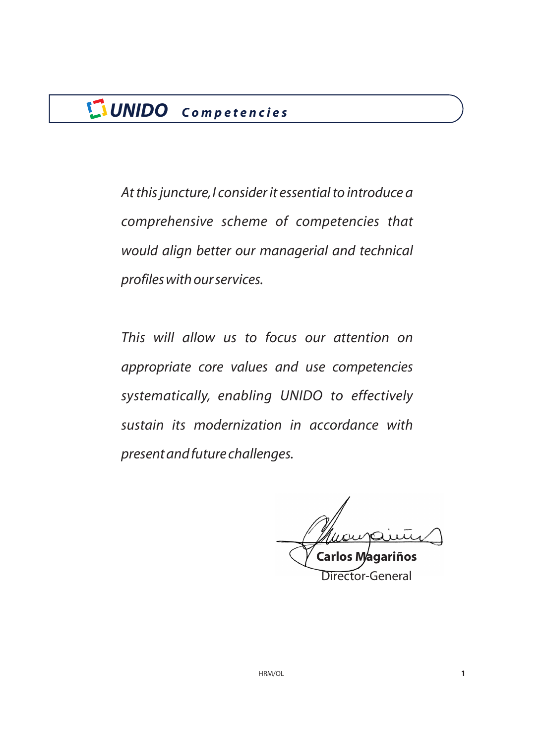*At this juncture, I consider it essential to introduce a comprehensive scheme of competencies that would align better our managerial and technical profiles with our services.*

*This will allow us to focus our attention on appropriate core values and use competencies systematically, enabling UNIDO to effectively sustain its modernization in accordance with present and future challenges.*

**Carlos Magariños**
Director-General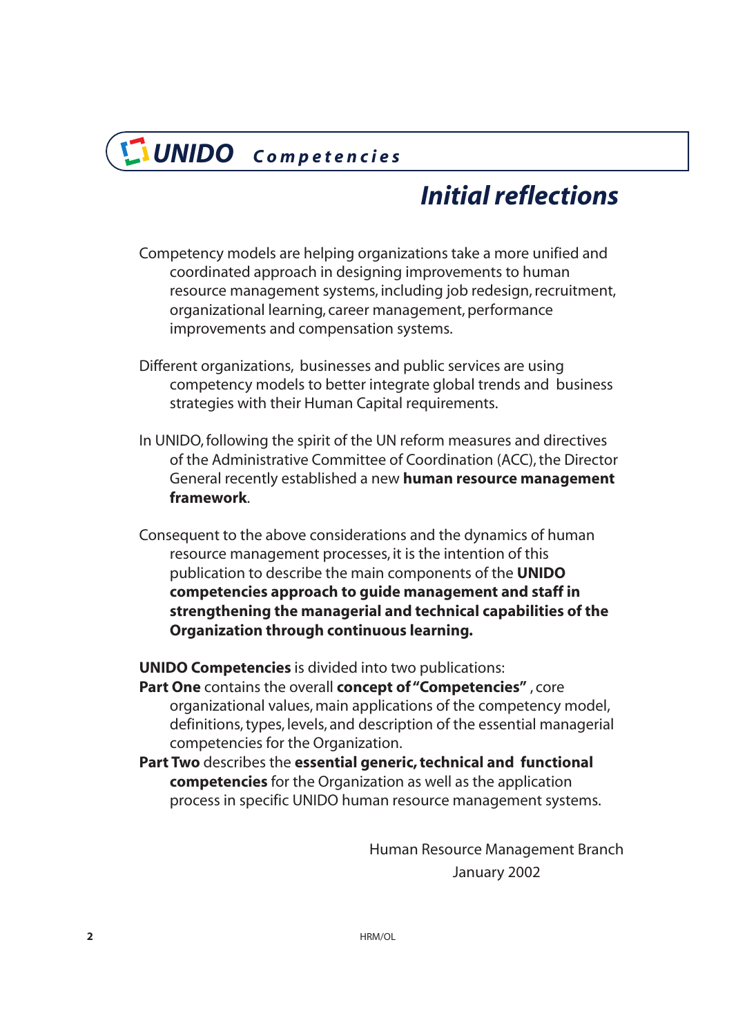# Initial reflections

Competency models are helping organizations take a more unified and coordinated approach in designing improvements to human resource management systems, including job redesign, recruitment, organizational learning, career management, performance improvements and compensation systems.

Different organizations, businesses and public services are using competency models to better integrate global trends and business strategies with their Human Capital requirements.

In UNIDO, following the spirit of the UN reform measures and directives of the Administrative Committee of Coordination (ACC), the Director General recently established a new **human resource management framework**.

Consequent to the above considerations and the dynamics of human resource management processes, it is the intention of this publication to describe the main components of the **UNIDO competencies approach to guide management and staff in strengthening the managerial and technical capabilities of the Organization through continuous learning.**

**UNIDO Competencies** is divided into two publications:

**Part One** contains the overall **concept of "Competencies"** , core organizational values, main applications of the competency model, definitions, types, levels, and description of the essential managerial competencies for the Organization.

**Part Two** describes the **essential generic, technical and functional competencies** for the Organization as well as the application process in specific UNIDO human resource management systems.

Human Resource Management Branch
January 2002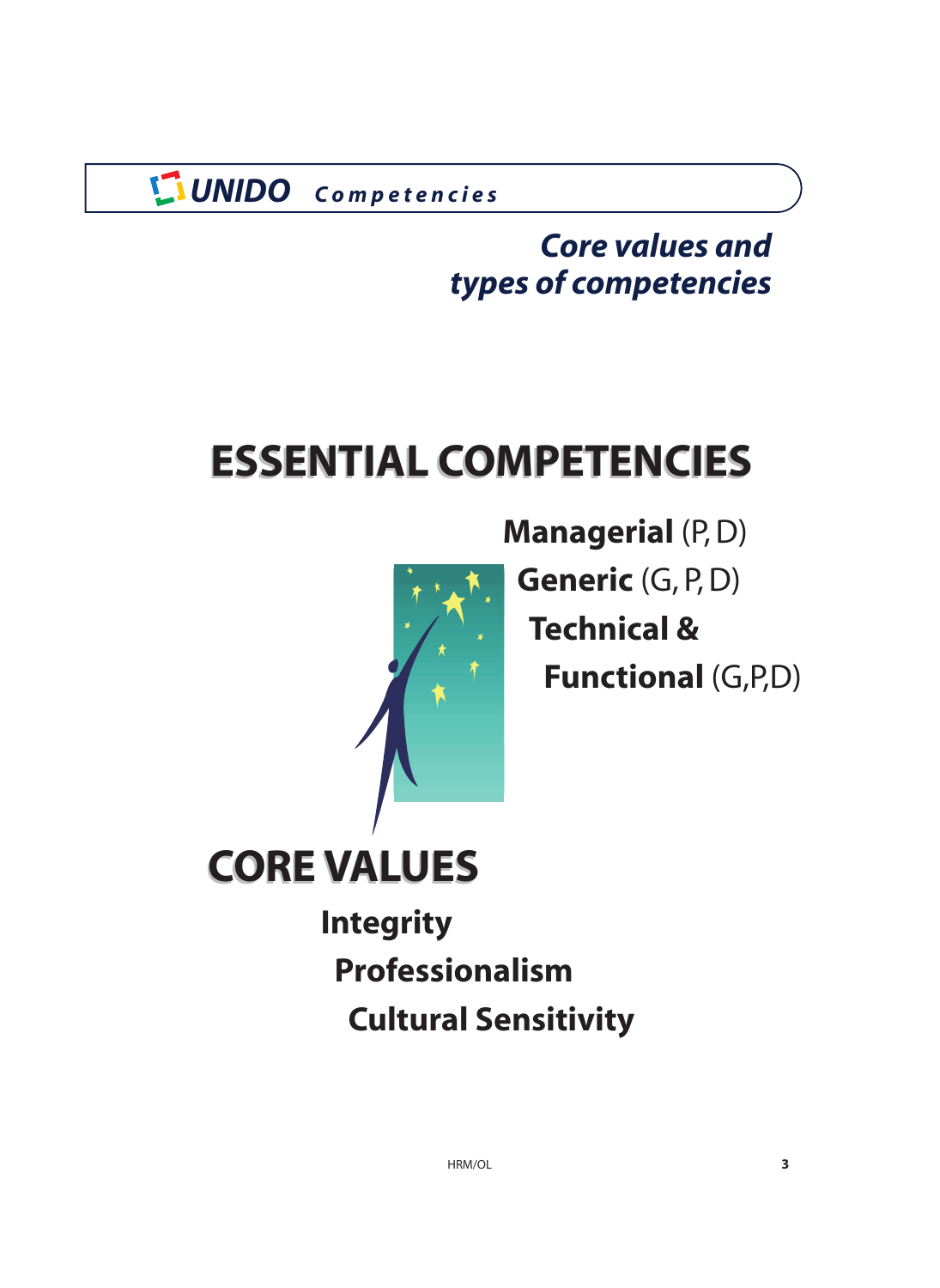*Core values and types of competencies*

# ESSENTIAL COMPETENCIES

**Managerial** (P, D)

**Generic** (G, P, D)

**Technical & Functional** (G,P,D)

# CORE VALUES

**Integrity**

**Professionalism**

**Cultural Sensitivity**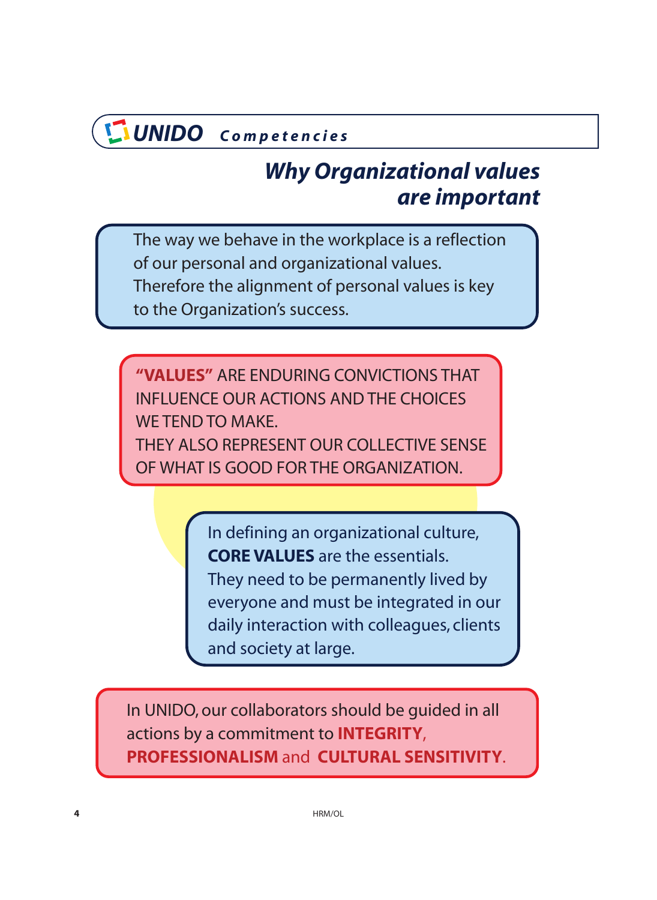## Why Organizational values are important

The way we behave in the workplace is a reflection of our personal and organizational values. Therefore the alignment of personal values is key to the Organization's success.

**"VALUES"** ARE ENDURING CONVICTIONS THAT INFLUENCE OUR ACTIONS AND THE CHOICES WE TEND TO MAKE.
THEY ALSO REPRESENT OUR COLLECTIVE SENSE OF WHAT IS GOOD FOR THE ORGANIZATION.

In defining an organizational culture, **CORE VALUES** are the essentials. They need to be permanently lived by everyone and must be integrated in our daily interaction with colleagues, clients and society at large.

In UNIDO, our collaborators should be guided in all actions by a commitment to **INTEGRITY**, **PROFESSIONALISM** and **CULTURAL SENSITIVITY**.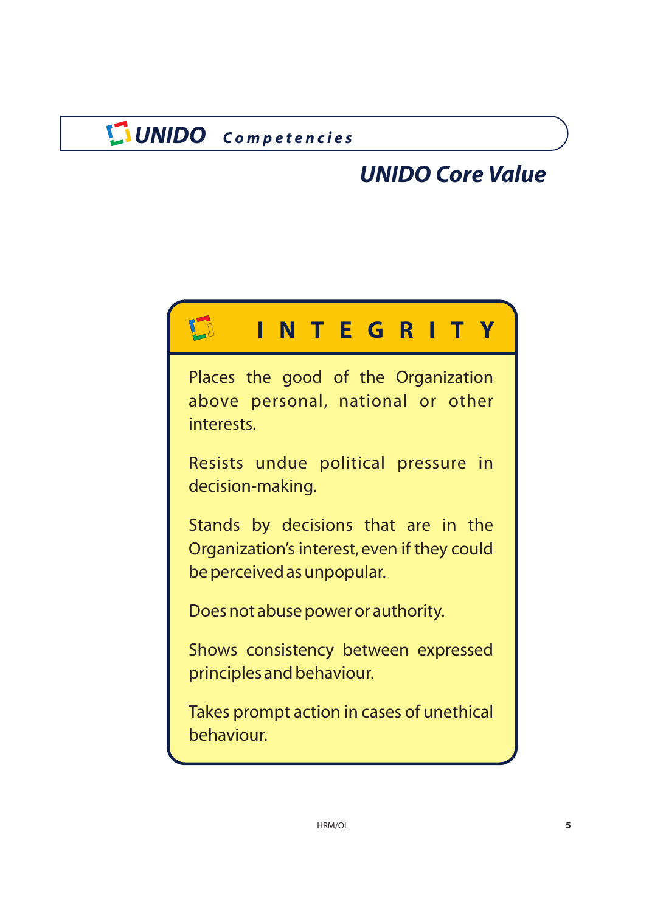## UNIDO Core Value

### INTEGRITY

Places the good of the Organization above personal, national or other interests.

Resists undue political pressure in decision-making.

Stands by decisions that are in the Organization's interest, even if they could be perceived as unpopular.

Does not abuse power or authority.

Shows consistency between expressed principles and behaviour.

Takes prompt action in cases of unethical behaviour.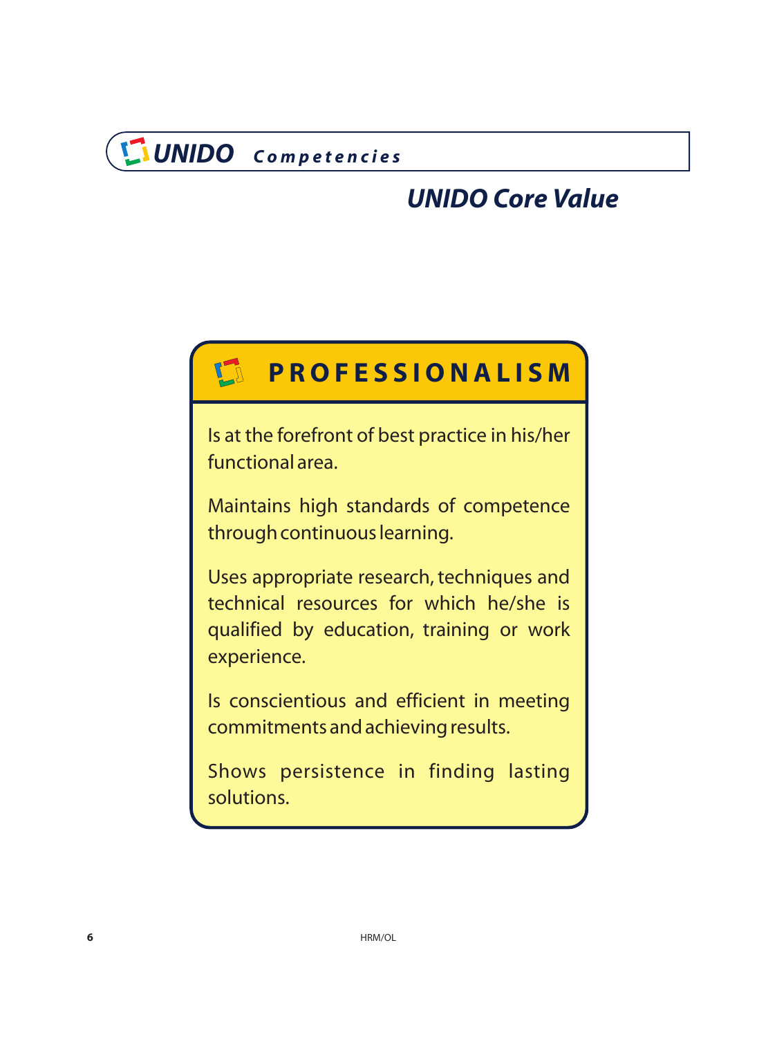## UNIDO Core Value

### PROFESSIONALISM

Is at the forefront of best practice in his/her functional area.

Maintains high standards of competence through continuous learning.

Uses appropriate research, techniques and technical resources for which he/she is qualified by education, training or work experience.

Is conscientious and efficient in meeting commitments and achieving results.

Shows persistence in finding lasting solutions.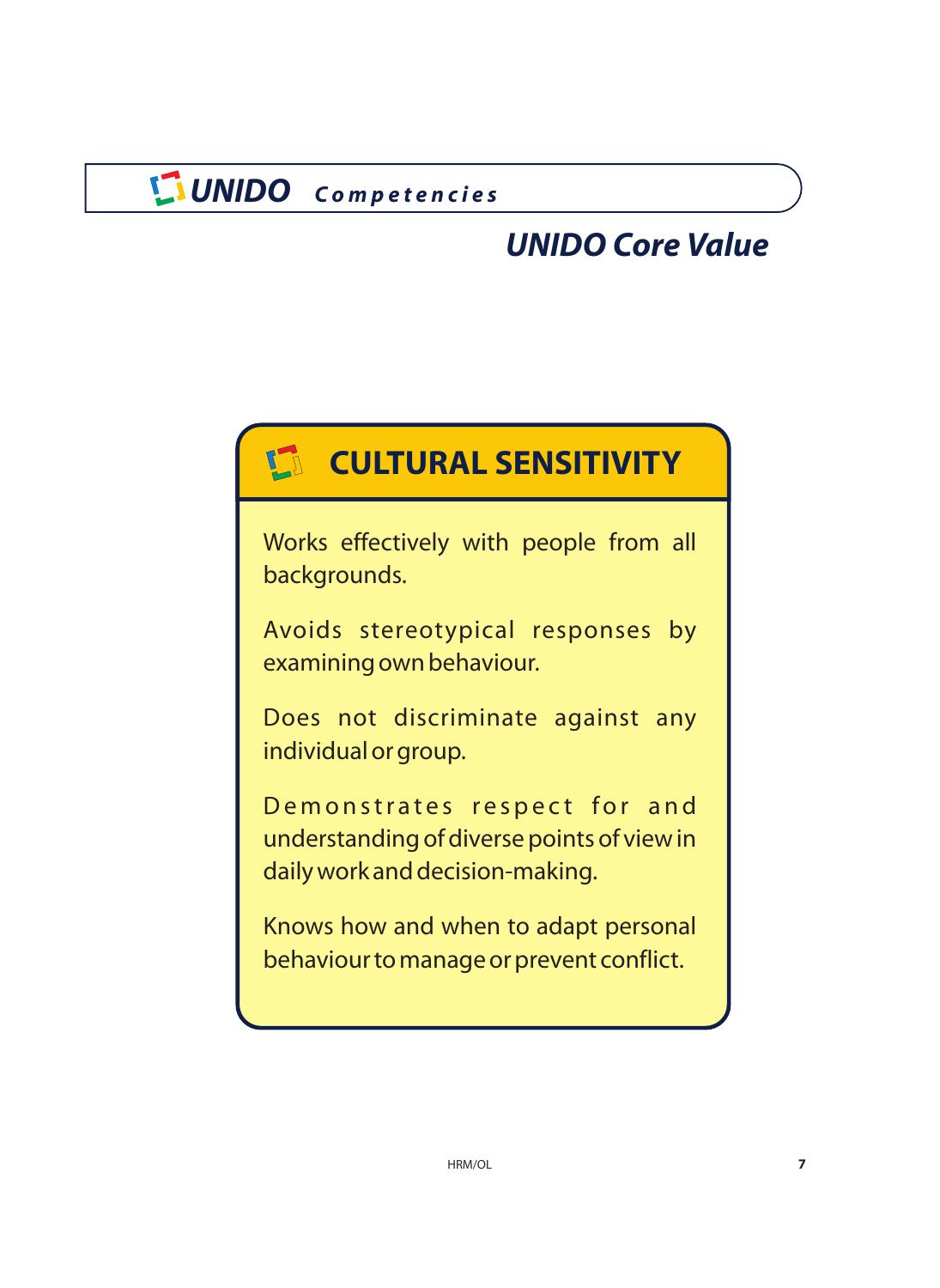## UNIDO Core Value

### CULTURAL SENSITIVITY

Works effectively with people from all backgrounds.

Avoids stereotypical responses by examining own behaviour.

Does not discriminate against any individual or group.

Demonstrates respect for and understanding of diverse points of view in daily work and decision-making.

Knows how and when to adapt personal behaviour to manage or prevent conflict.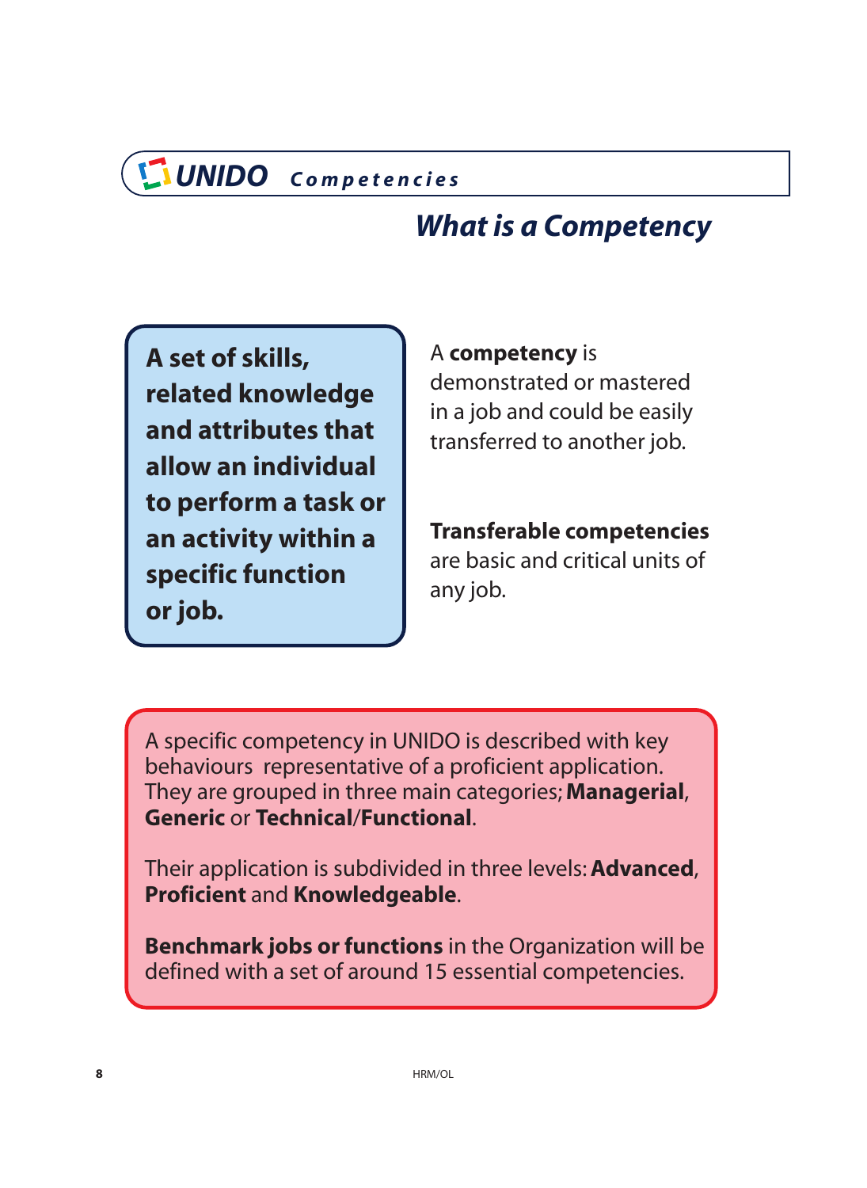## What is a Competency

**A set of skills, related knowledge and attributes that allow an individual to perform a task or an activity within a specific function or job.**

A **competency** is demonstrated or mastered in a job and could be easily transferred to another job.

**Transferable competencies** are basic and critical units of any job.

A specific competency in UNIDO is described with key behaviours representative of a proficient application. They are grouped in three main categories; **Managerial**, **Generic** or **Technical**/**Functional**.

Their application is subdivided in three levels: **Advanced**, **Proficient** and **Knowledgeable**.

**Benchmark jobs or functions** in the Organization will be defined with a set of around 15 essential competencies.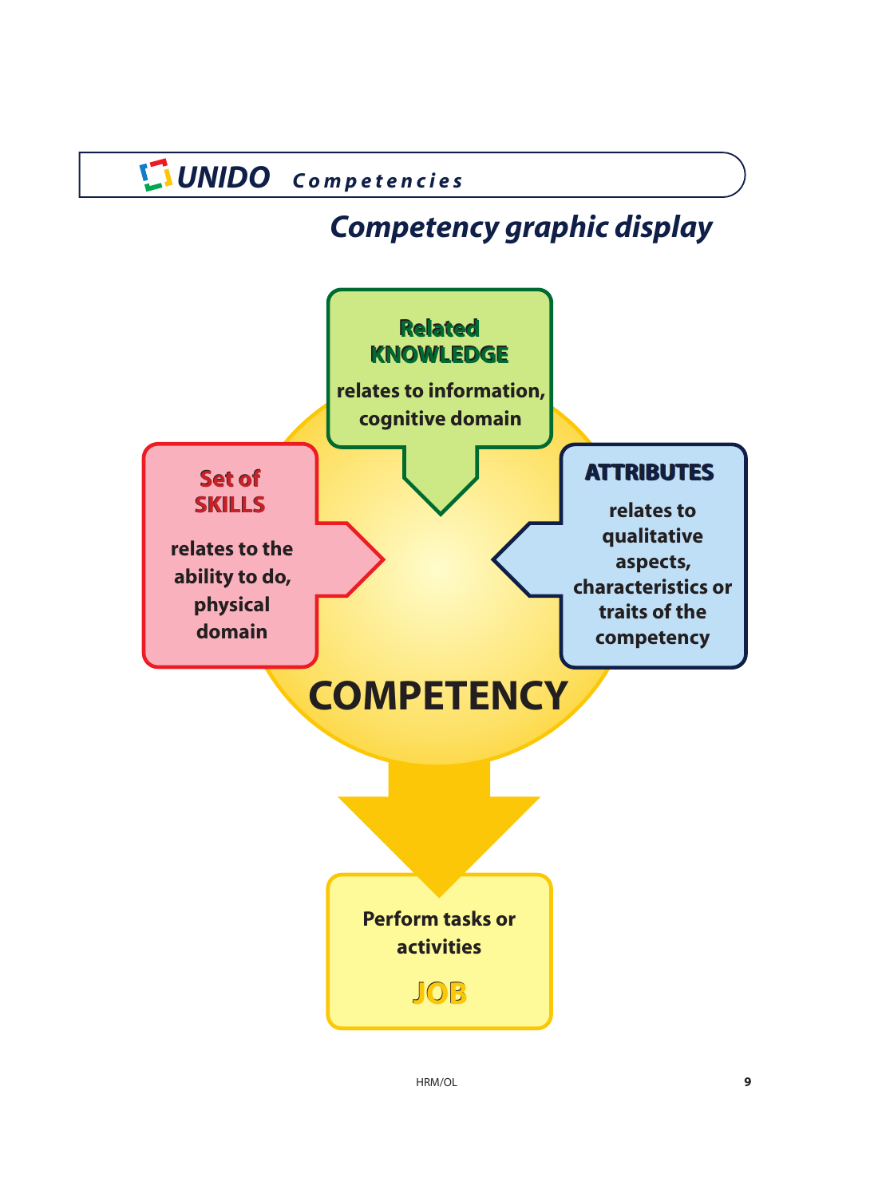## Competency graphic display

**Related KNOWLEDGE**

relates to information, cognitive domain

**Set of SKILLS**

relates to the ability to do, physical domain

**ATTRIBUTES**

relates to qualitative aspects, characteristics or traits of the competency

**COMPETENCY**

Perform tasks or activities

**JOB**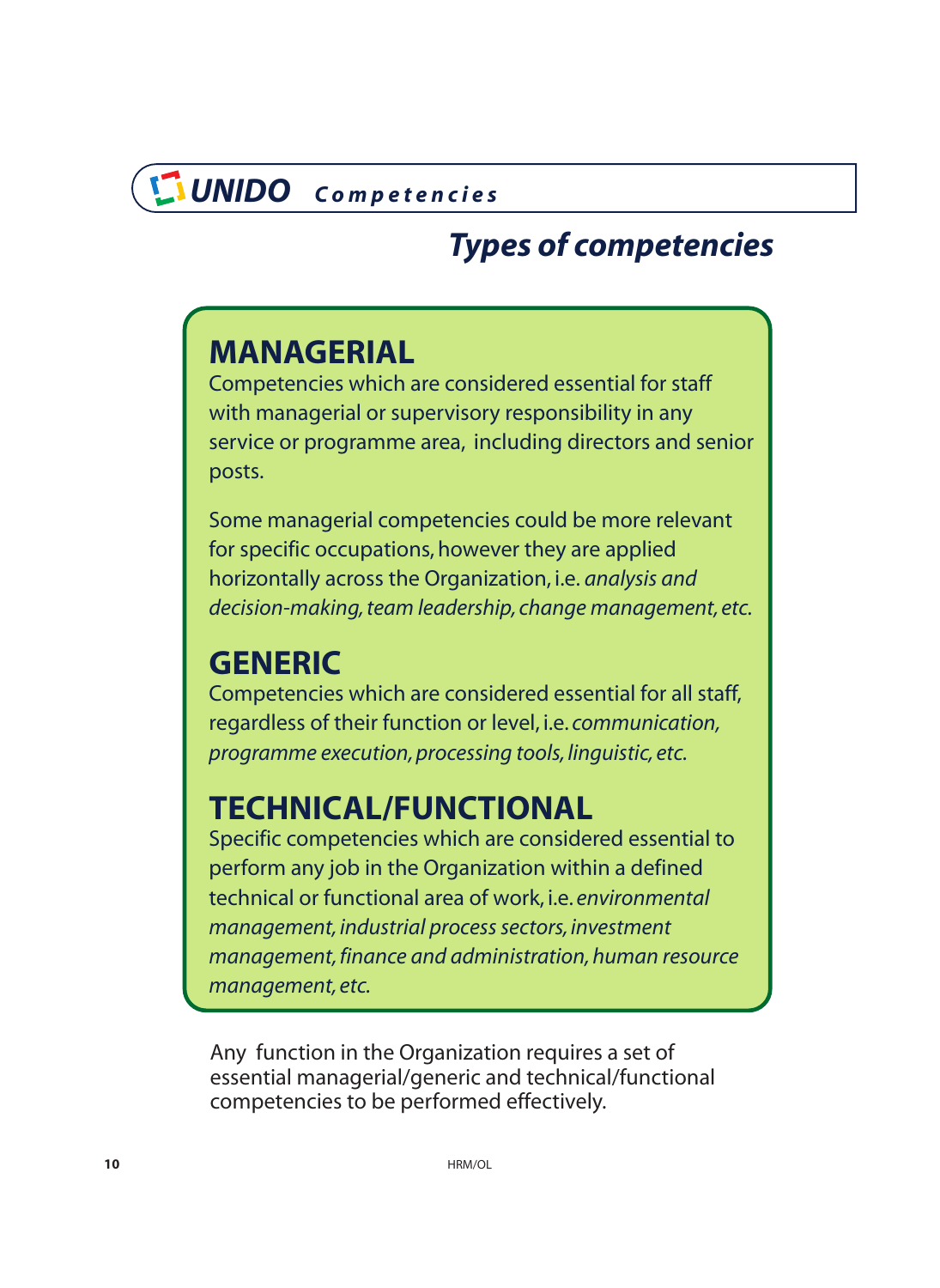# Types of competencies

## MANAGERIAL

Competencies which are considered essential for staff with managerial or supervisory responsibility in any service or programme area, including directors and senior posts.

Some managerial competencies could be more relevant for specific occupations, however they are applied horizontally across the Organization, i.e. *analysis and decision-making, team leadership, change management, etc.*

## GENERIC

Competencies which are considered essential for all staff, regardless of their function or level, i.e. *communication, programme execution, processing tools, linguistic, etc.*

## TECHNICAL/FUNCTIONAL

Specific competencies which are considered essential to perform any job in the Organization within a defined technical or functional area of work, i.e. *environmental management, industrial process sectors, investment management, finance and administration, human resource management, etc.*

Any function in the Organization requires a set of essential managerial/generic and technical/functional competencies to be performed effectively.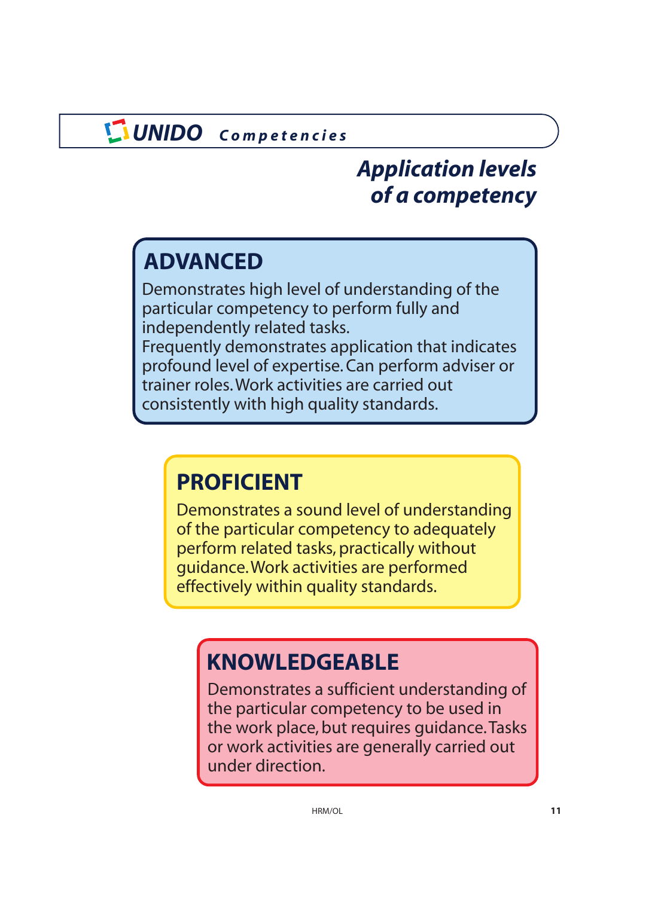## Application levels of a competency

### ADVANCED

Demonstrates high level of understanding of the particular competency to perform fully and independently related tasks.
Frequently demonstrates application that indicates profound level of expertise. Can perform adviser or trainer roles. Work activities are carried out consistently with high quality standards.

### PROFICIENT

Demonstrates a sound level of understanding of the particular competency to adequately perform related tasks, practically without guidance. Work activities are performed effectively within quality standards.

### KNOWLEDGEABLE

Demonstrates a sufficient understanding of the particular competency to be used in the work place, but requires guidance. Tasks or work activities are generally carried out under direction.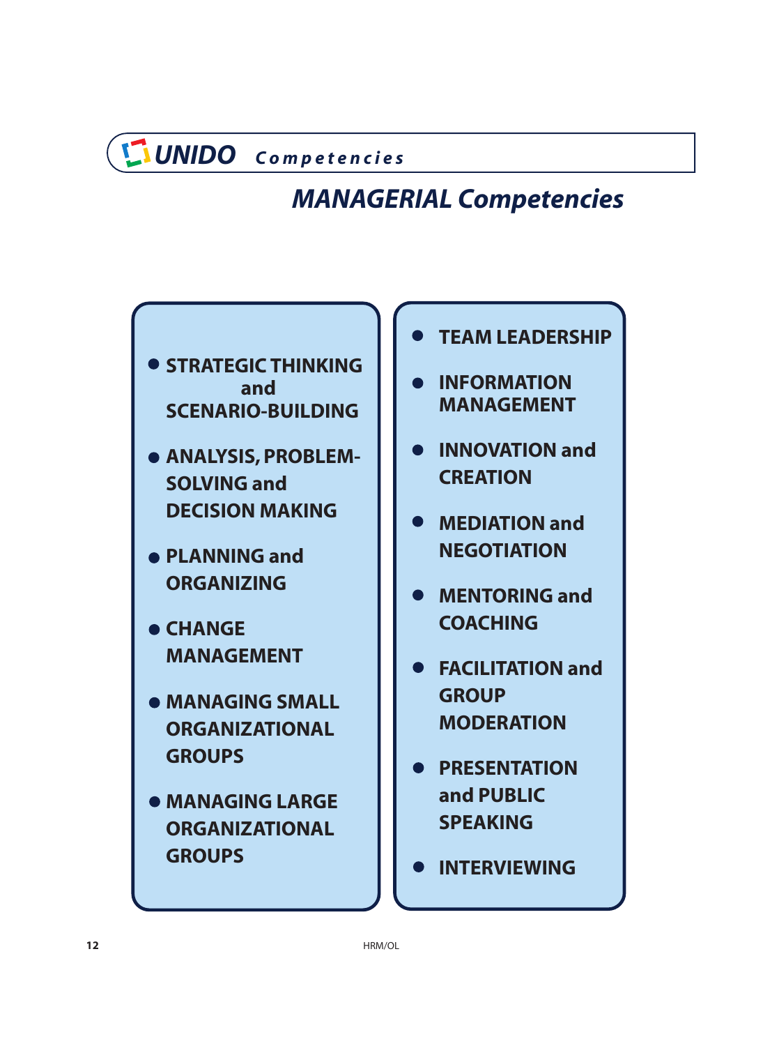# MANAGERIAL Competencies

- **STRATEGIC THINKING and SCENARIO-BUILDING**
- **ANALYSIS, PROBLEM-SOLVING and DECISION MAKING**
- **PLANNING and ORGANIZING**
- **CHANGE MANAGEMENT**
- **MANAGING SMALL ORGANIZATIONAL GROUPS**
- **MANAGING LARGE ORGANIZATIONAL GROUPS**
- **TEAM LEADERSHIP**
- **INFORMATION MANAGEMENT**
- **INNOVATION and CREATION**
- **MEDIATION and NEGOTIATION**
- **MENTORING and COACHING**
- **FACILITATION and GROUP MODERATION**
- **PRESENTATION and PUBLIC SPEAKING**
- **INTERVIEWING**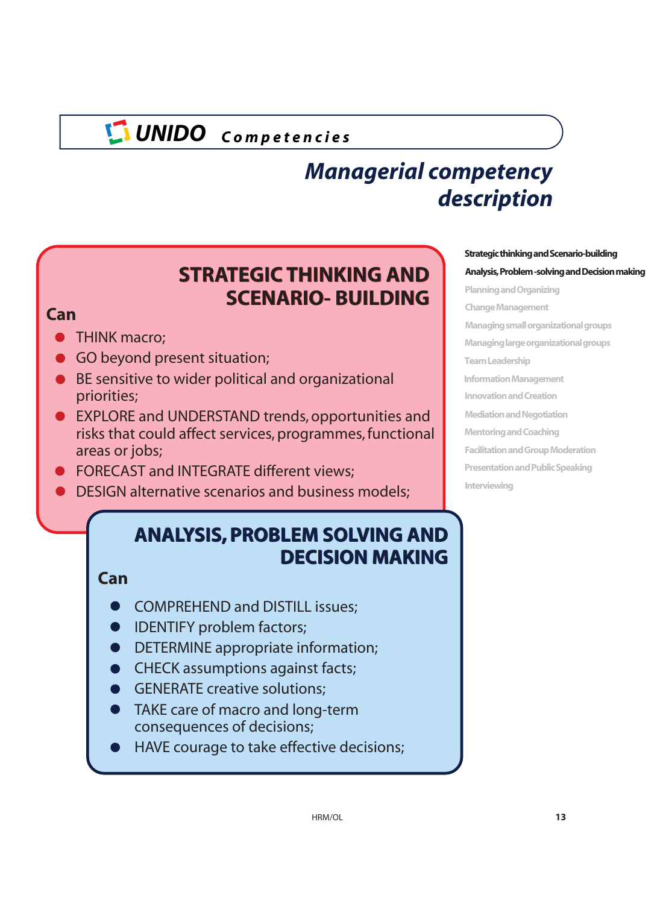UNIDO Competencies

# Managerial competency description

## STRATEGIC THINKING AND SCENARIO- BUILDING

**Can**

- THINK macro;
- GO beyond present situation;
- BE sensitive to wider political and organizational priorities;
- EXPLORE and UNDERSTAND trends, opportunities and risks that could affect services, programmes, functional areas or jobs;
- FORECAST and INTEGRATE different views;
- DESIGN alternative scenarios and business models;

## ANALYSIS, PROBLEM SOLVING AND DECISION MAKING

**Can**

- COMPREHEND and DISTILL issues;
- IDENTIFY problem factors;
- DETERMINE appropriate information;
- CHECK assumptions against facts;
- GENERATE creative solutions;
- TAKE care of macro and long-term consequences of decisions;
- HAVE courage to take effective decisions;

**Strategic thinking and Scenario-building**
**Analysis, Problem -solving and Decision making**
Planning and Organizing
Change Management
Managing small organizational groups
Managing large organizational groups
Team Leadership
Information Management
Innovation and Creation
Mediation and Negotiation
Mentoring and Coaching
Facilitation and Group Moderation
Presentation and Public Speaking
Interviewing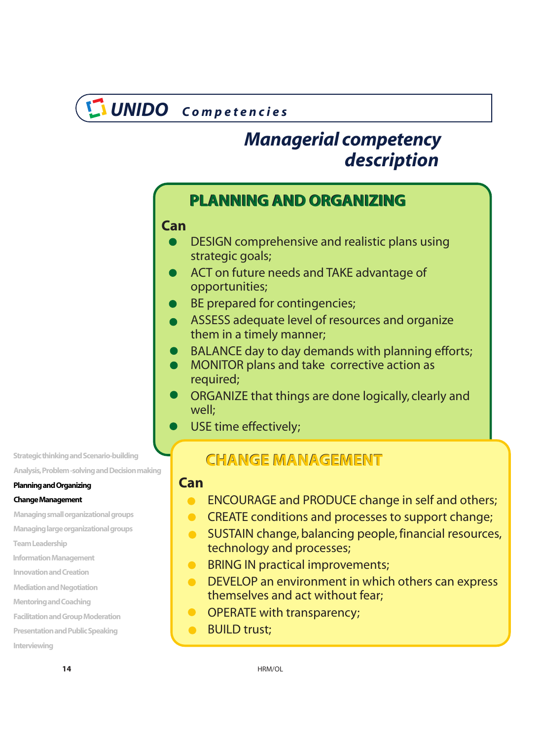# Managerial competency description

## PLANNING AND ORGANIZING

**Can**

- DESIGN comprehensive and realistic plans using strategic goals;
- ACT on future needs and TAKE advantage of opportunities;
- BE prepared for contingencies;
- ASSESS adequate level of resources and organize them in a timely manner;
- BALANCE day to day demands with planning efforts;
- MONITOR plans and take corrective action as required;
- ORGANIZE that things are done logically, clearly and well;
- USE time effectively;

## CHANGE MANAGEMENT

**Can**

- ENCOURAGE and PRODUCE change in self and others;
- CREATE conditions and processes to support change;
- SUSTAIN change, balancing people, financial resources, technology and processes;
- BRING IN practical improvements;
- DEVELOP an environment in which others can express themselves and act without fear;
- OPERATE with transparency;
- BUILD trust;

Strategic thinking and Scenario-building
Analysis, Problem-solving and Decision making
**Planning and Organizing**
**Change Management**
Managing small organizational groups
Managing large organizational groups
Team Leadership
Information Management
Innovation and Creation
Mediation and Negotiation
Mentoring and Coaching
Facilitation and Group Moderation
Presentation and Public Speaking
Interviewing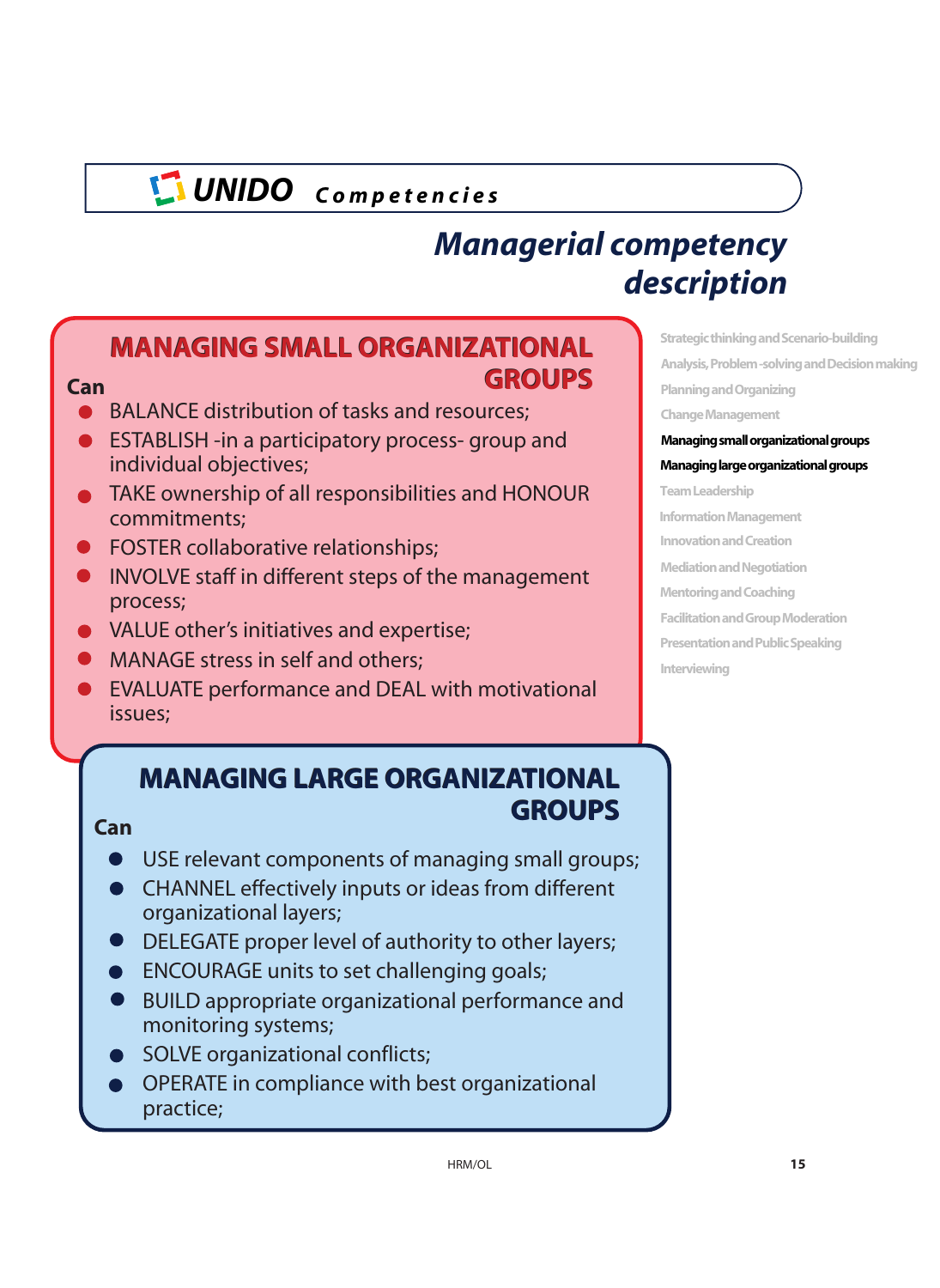## Managerial competency description

### MANAGING SMALL ORGANIZATIONAL GROUPS

**Can**

- BALANCE distribution of tasks and resources;
- ESTABLISH -in a participatory process- group and individual objectives;
- TAKE ownership of all responsibilities and HONOUR commitments;
- FOSTER collaborative relationships;
- INVOLVE staff in different steps of the management process;
- VALUE other's initiatives and expertise;
- MANAGE stress in self and others;
- EVALUATE performance and DEAL with motivational issues;

### MANAGING LARGE ORGANIZATIONAL GROUPS

**Can**

- USE relevant components of managing small groups;
- CHANNEL effectively inputs or ideas from different organizational layers;
- DELEGATE proper level of authority to other layers;
- ENCOURAGE units to set challenging goals;
- BUILD appropriate organizational performance and monitoring systems;
- SOLVE organizational conflicts;
- OPERATE in compliance with best organizational practice;

Strategic thinking and Scenario-building
Analysis, Problem-solving and Decision making
Planning and Organizing
Change Management
**Managing small organizational groups**
**Managing large organizational groups**
Team Leadership
Information Management
Innovation and Creation
Mediation and Negotiation
Mentoring and Coaching
Facilitation and Group Moderation
Presentation and Public Speaking
Interviewing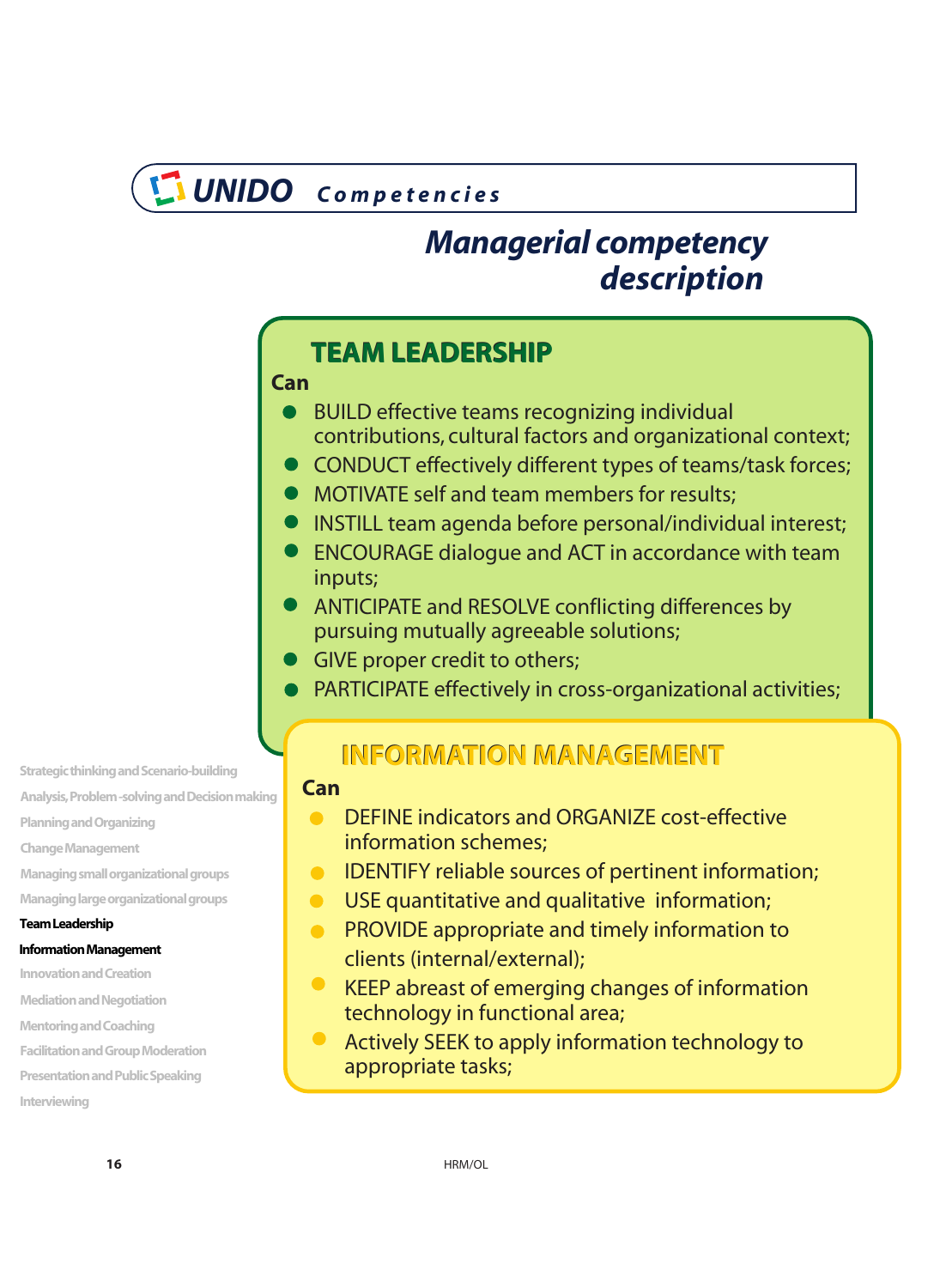## Managerial competency description

### TEAM LEADERSHIP

**Can**

- BUILD effective teams recognizing individual contributions, cultural factors and organizational context;
- CONDUCT effectively different types of teams/task forces;
- MOTIVATE self and team members for results;
- INSTILL team agenda before personal/individual interest;
- ENCOURAGE dialogue and ACT in accordance with team inputs;
- ANTICIPATE and RESOLVE conflicting differences by pursuing mutually agreeable solutions;
- GIVE proper credit to others;
- PARTICIPATE effectively in cross-organizational activities;

### INFORMATION MANAGEMENT

**Can**

- DEFINE indicators and ORGANIZE cost-effective information schemes;
- IDENTIFY reliable sources of pertinent information;
- USE quantitative and qualitative information;
- PROVIDE appropriate and timely information to clients (internal/external);
- KEEP abreast of emerging changes of information technology in functional area;
- Actively SEEK to apply information technology to appropriate tasks;

Strategic thinking and Scenario-building
Analysis, Problem -solving and Decision making
Planning and Organizing
Change Management
Managing small organizational groups
Managing large organizational groups
**Team Leadership**
**Information Management**
Innovation and Creation
Mediation and Negotiation
Mentoring and Coaching
Facilitation and Group Moderation
Presentation and Public Speaking
Interviewing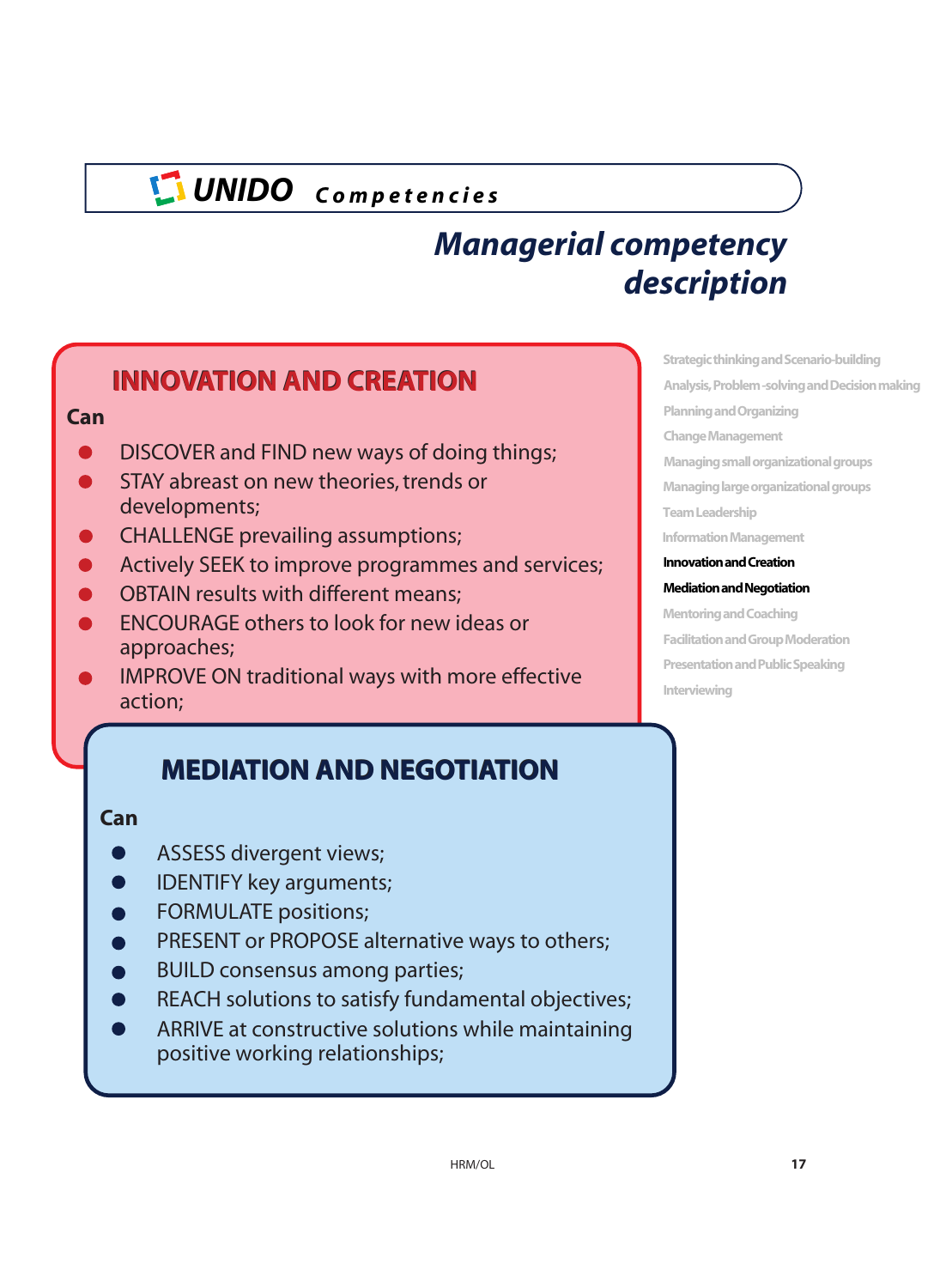## Managerial competency description

### INNOVATION AND CREATION

**Can**

- DISCOVER and FIND new ways of doing things;
- STAY abreast on new theories, trends or developments;
- CHALLENGE prevailing assumptions;
- Actively SEEK to improve programmes and services;
- OBTAIN results with different means;
- ENCOURAGE others to look for new ideas or approaches;
- IMPROVE ON traditional ways with more effective action;

### MEDIATION AND NEGOTIATION

**Can**

- ASSESS divergent views;
- IDENTIFY key arguments;
- FORMULATE positions;
- PRESENT or PROPOSE alternative ways to others;
- BUILD consensus among parties;
- REACH solutions to satisfy fundamental objectives;
- ARRIVE at constructive solutions while maintaining positive working relationships;

- Strategic thinking and Scenario-building
- Analysis, Problem-solving and Decision making
- Planning and Organizing
- Change Management
- Managing small organizational groups
- Managing large organizational groups
- Team Leadership
- Information Management
- **Innovation and Creation**
- **Mediation and Negotiation**
- Mentoring and Coaching
- Facilitation and Group Moderation
- Presentation and Public Speaking
- Interviewing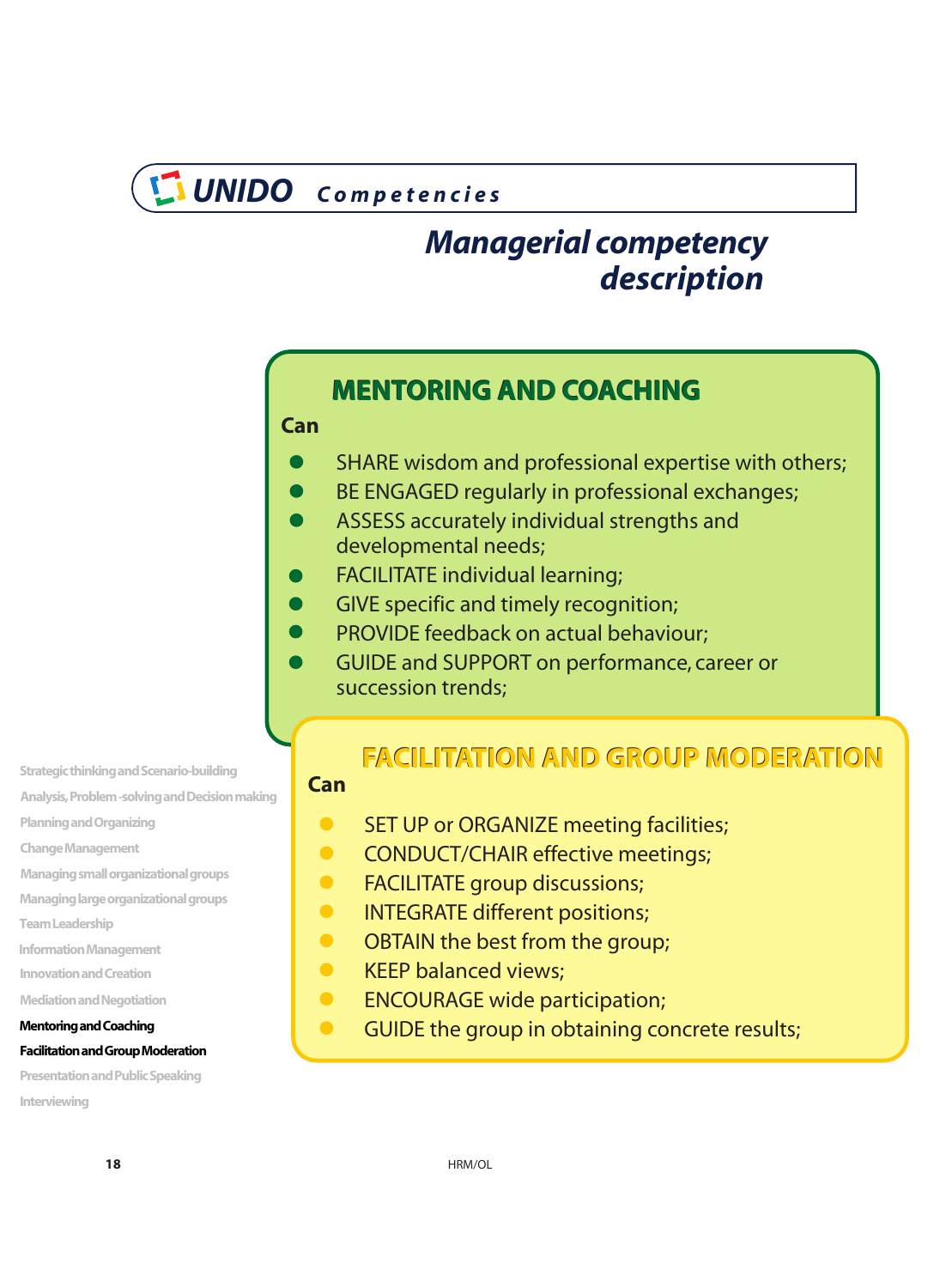# Managerial competency description

## MENTORING AND COACHING

**Can**

- SHARE wisdom and professional expertise with others;
- BE ENGAGED regularly in professional exchanges;
- ASSESS accurately individual strengths and developmental needs;
- FACILITATE individual learning;
- GIVE specific and timely recognition;
- PROVIDE feedback on actual behaviour;
- GUIDE and SUPPORT on performance, career or succession trends;

## FACILITATION AND GROUP MODERATION

**Can**

- SET UP or ORGANIZE meeting facilities;
- CONDUCT/CHAIR effective meetings;
- FACILITATE group discussions;
- INTEGRATE different positions;
- OBTAIN the best from the group;
- KEEP balanced views;
- ENCOURAGE wide participation;
- GUIDE the group in obtaining concrete results;

Strategic thinking and Scenario-building
Analysis, Problem -solving and Decision making
Planning and Organizing
Change Management
Managing small organizational groups
Managing large organizational groups
Team Leadership
Information Management
Innovation and Creation
Mediation and Negotiation
**Mentoring and Coaching**
**Facilitation and Group Moderation**
Presentation and Public Speaking
Interviewing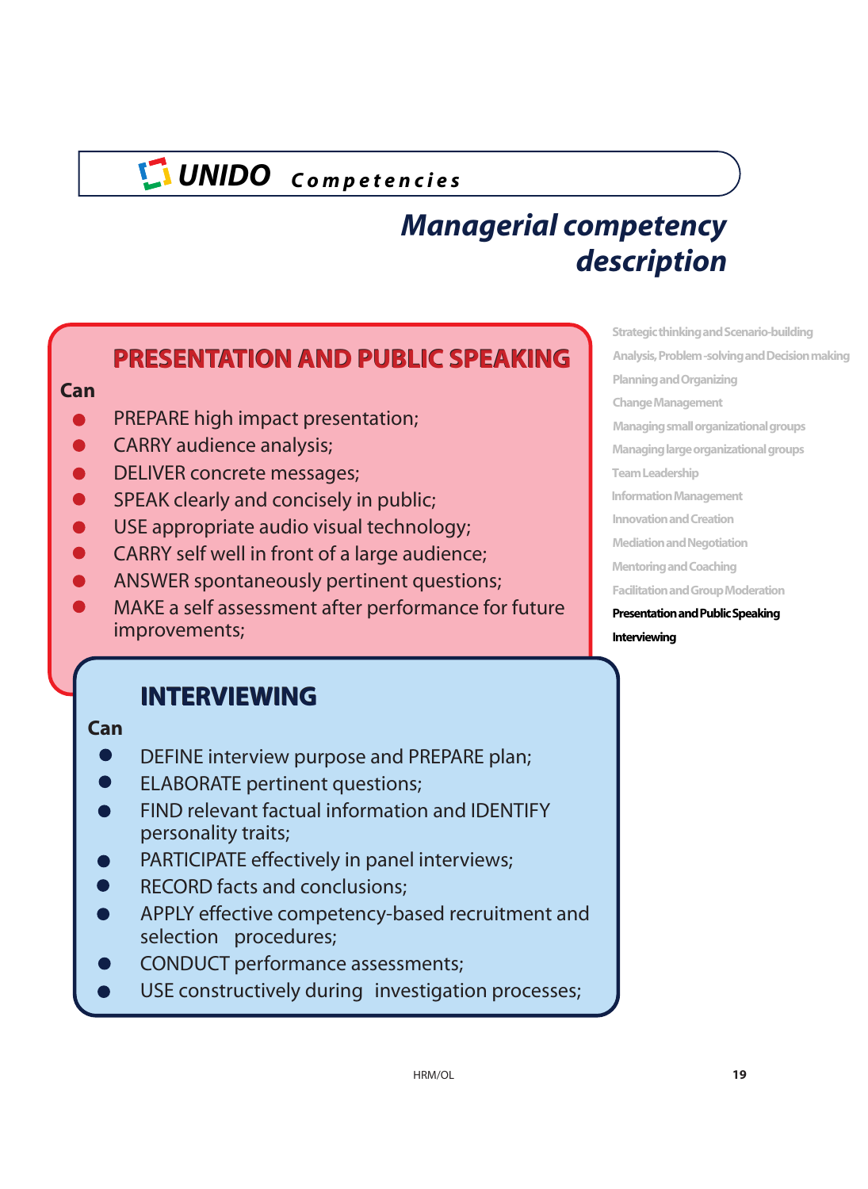**UNIDO** *Competencies*

# *Managerial competency description*

## PRESENTATION AND PUBLIC SPEAKING

**Can**

- PREPARE high impact presentation;
- CARRY audience analysis;
- DELIVER concrete messages;
- SPEAK clearly and concisely in public;
- USE appropriate audio visual technology;
- CARRY self well in front of a large audience;
- ANSWER spontaneously pertinent questions;
- MAKE a self assessment after performance for future improvements;

## INTERVIEWING

**Can**

- DEFINE interview purpose and PREPARE plan;
- ELABORATE pertinent questions;
- FIND relevant factual information and IDENTIFY personality traits;
- PARTICIPATE effectively in panel interviews;
- RECORD facts and conclusions;
- APPLY effective competency-based recruitment and selection procedures;
- CONDUCT performance assessments;
- USE constructively during investigation processes;

Strategic thinking and Scenario-building
Analysis, Problem-solving and Decision making
Planning and Organizing
Change Management
Managing small organizational groups
Managing large organizational groups
Team Leadership
Information Management
Innovation and Creation
Mediation and Negotiation
Mentoring and Coaching
Facilitation and Group Moderation
**Presentation and Public Speaking**
**Interviewing**

HRM/OL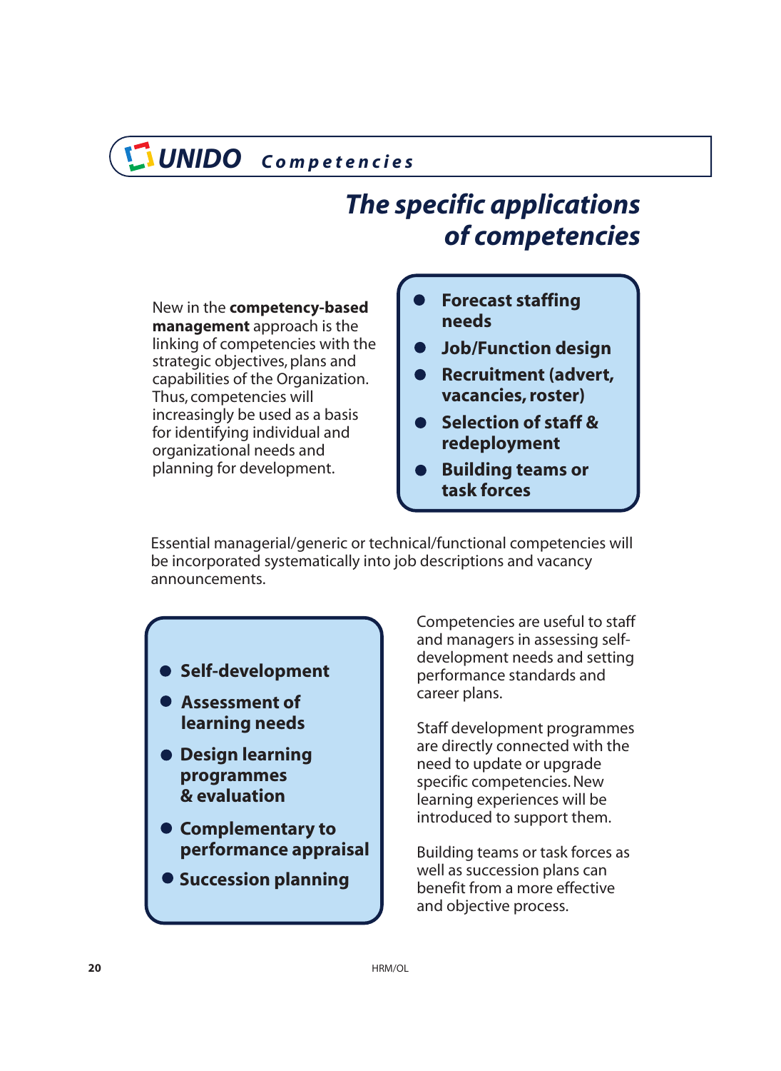# The specific applications of competencies

New in the **competency-based management** approach is the linking of competencies with the strategic objectives, plans and capabilities of the Organization. Thus, competencies will increasingly be used as a basis for identifying individual and organizational needs and planning for development.

- **Forecast staffing needs**
- **Job/Function design**
- **Recruitment (advert, vacancies, roster)**
- **Selection of staff & redeployment**
- **Building teams or task forces**

Essential managerial/generic or technical/functional competencies will be incorporated systematically into job descriptions and vacancy announcements.

- **Self-development**
- **Assessment of learning needs**
- **Design learning programmes & evaluation**
- **Complementary to performance appraisal**
- **Succession planning**

Competencies are useful to staff and managers in assessing self-development needs and setting performance standards and career plans.

Staff development programmes are directly connected with the need to update or upgrade specific competencies. New learning experiences will be introduced to support them.

Building teams or task forces as well as succession plans can benefit from a more effective and objective process.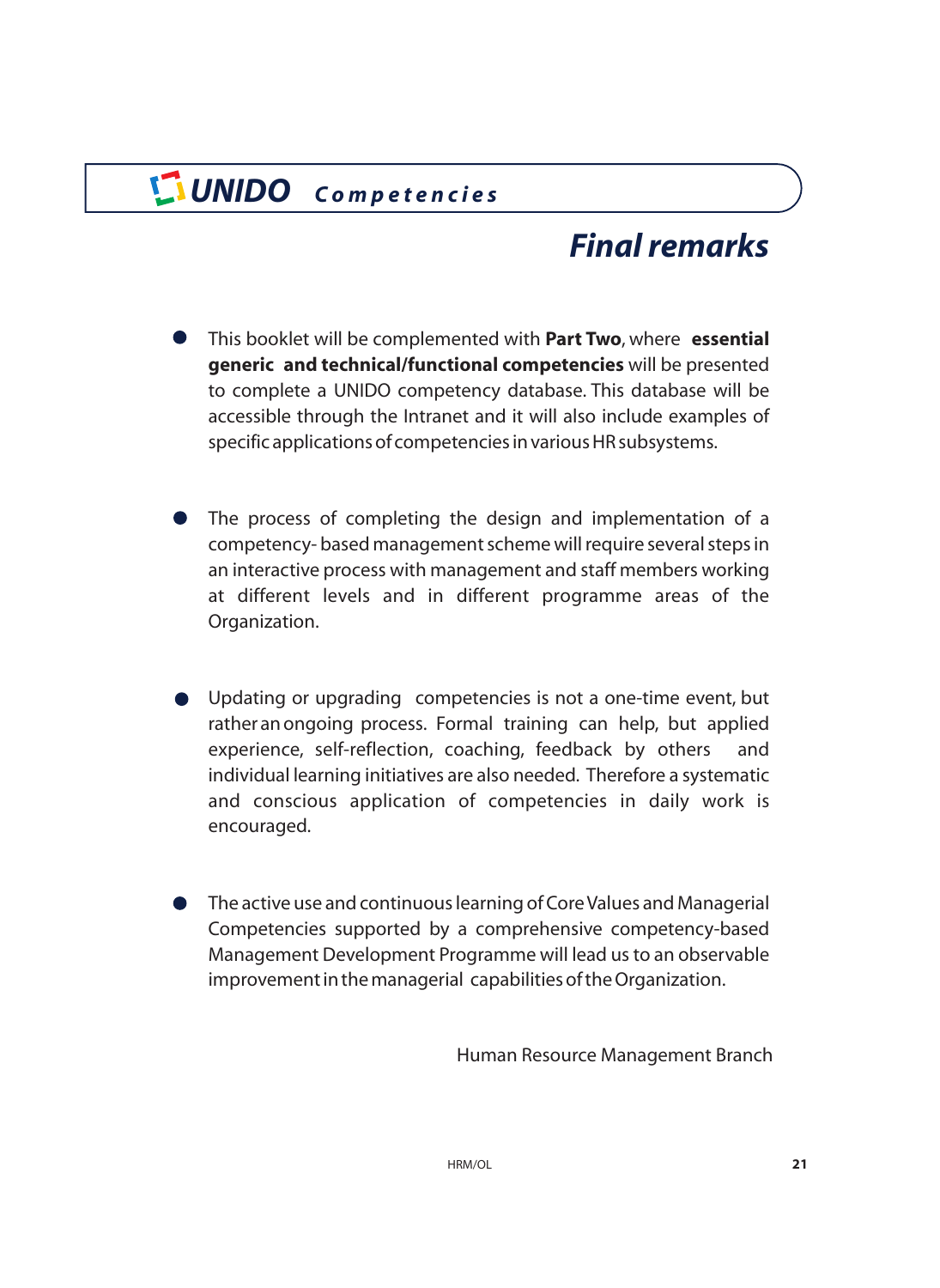# Final remarks

- This booklet will be complemented with **Part Two**, where **essential generic and technical/functional competencies** will be presented to complete a UNIDO competency database. This database will be accessible through the Intranet and it will also include examples of specific applications of competencies in various HR subsystems.

- The process of completing the design and implementation of a competency- based management scheme will require several steps in an interactive process with management and staff members working at different levels and in different programme areas of the Organization.

- Updating or upgrading competencies is not a one-time event, but rather an ongoing process. Formal training can help, but applied experience, self-reflection, coaching, feedback by others and individual learning initiatives are also needed. Therefore a systematic and conscious application of competencies in daily work is encouraged.

- The active use and continuous learning of Core Values and Managerial Competencies supported by a comprehensive competency-based Management Development Programme will lead us to an observable improvement in the managerial capabilities of the Organization.

Human Resource Management Branch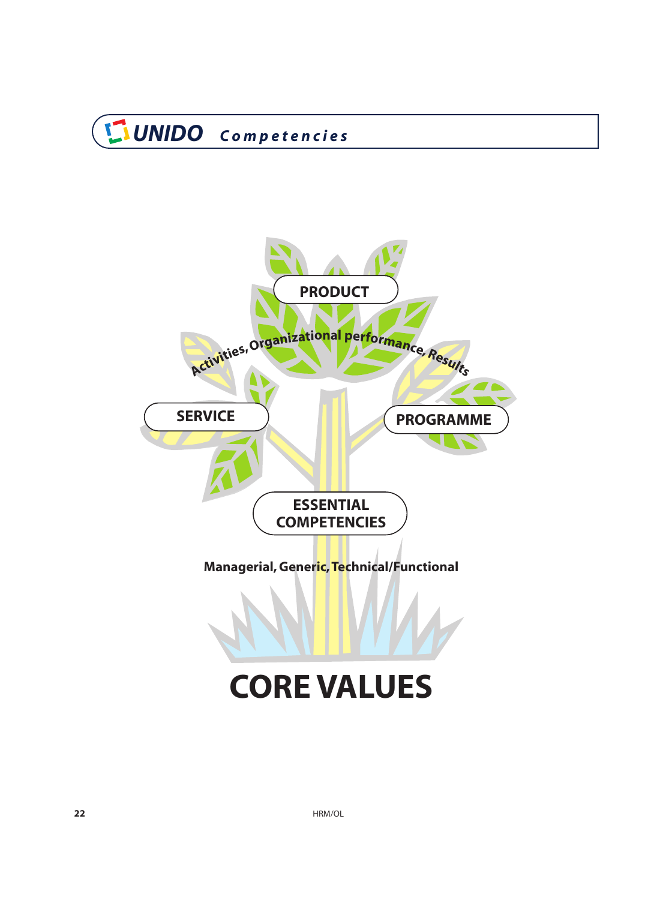UNIDO *Competencies*

PRODUCT

Activities, Organizational performance, Results

SERVICE

PROGRAMME

ESSENTIAL COMPETENCIES

Managerial, Generic, Technical/Functional

# CORE VALUES

HRM/OL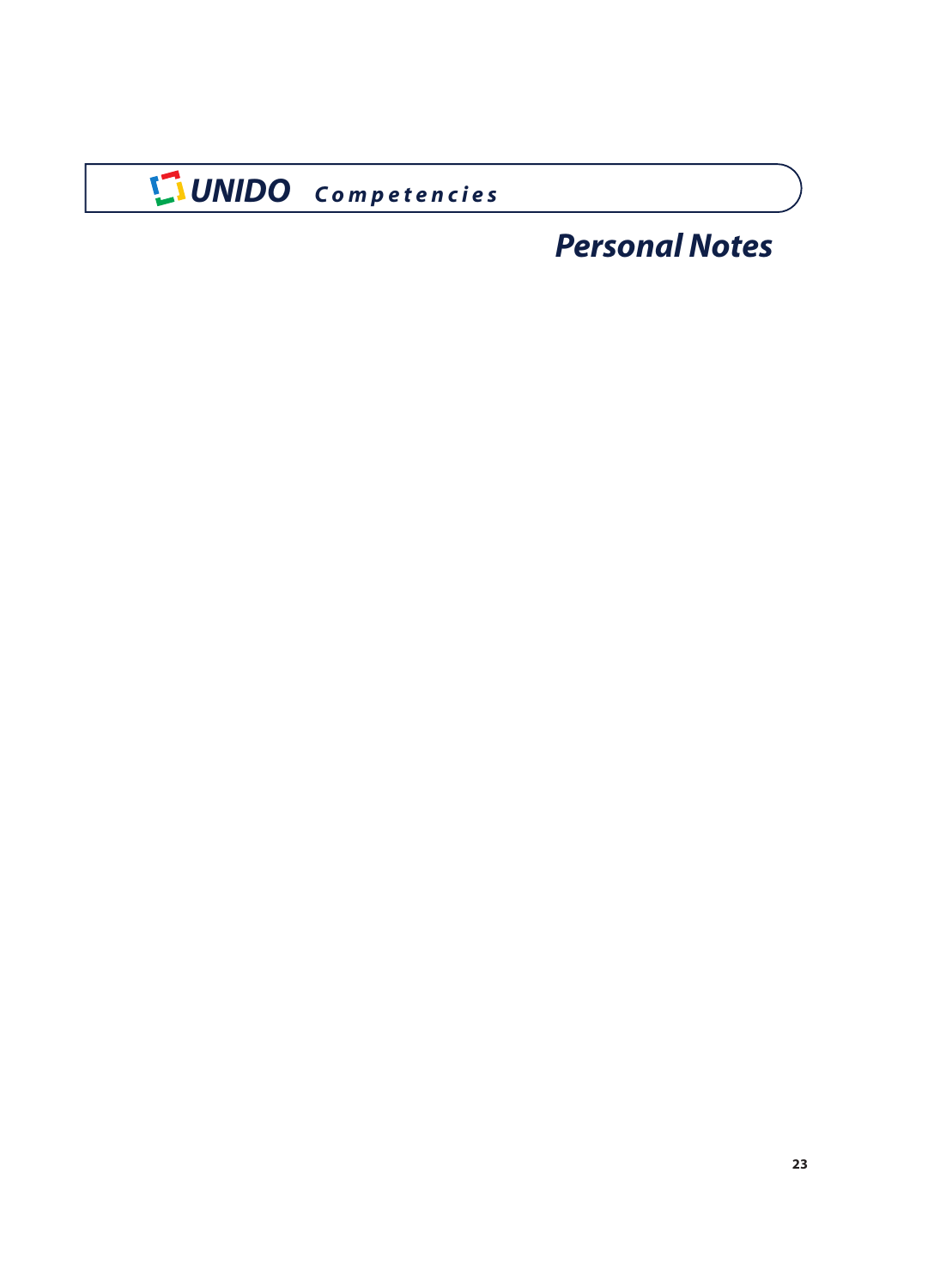# Personal Notes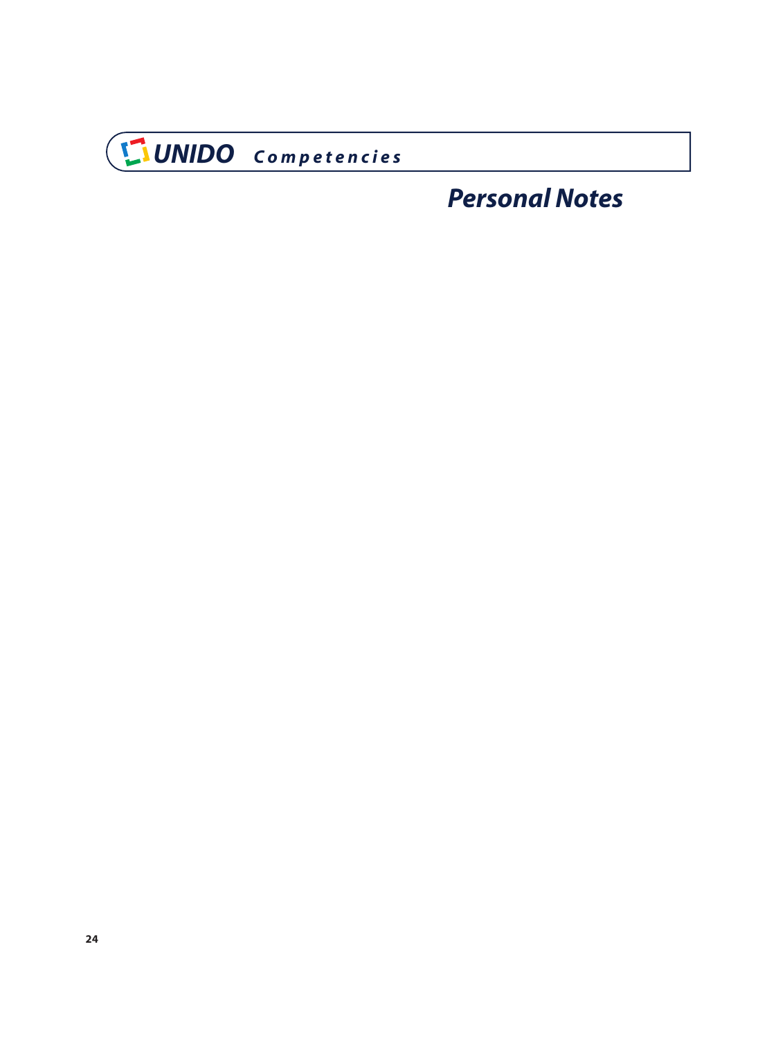## *Personal Notes*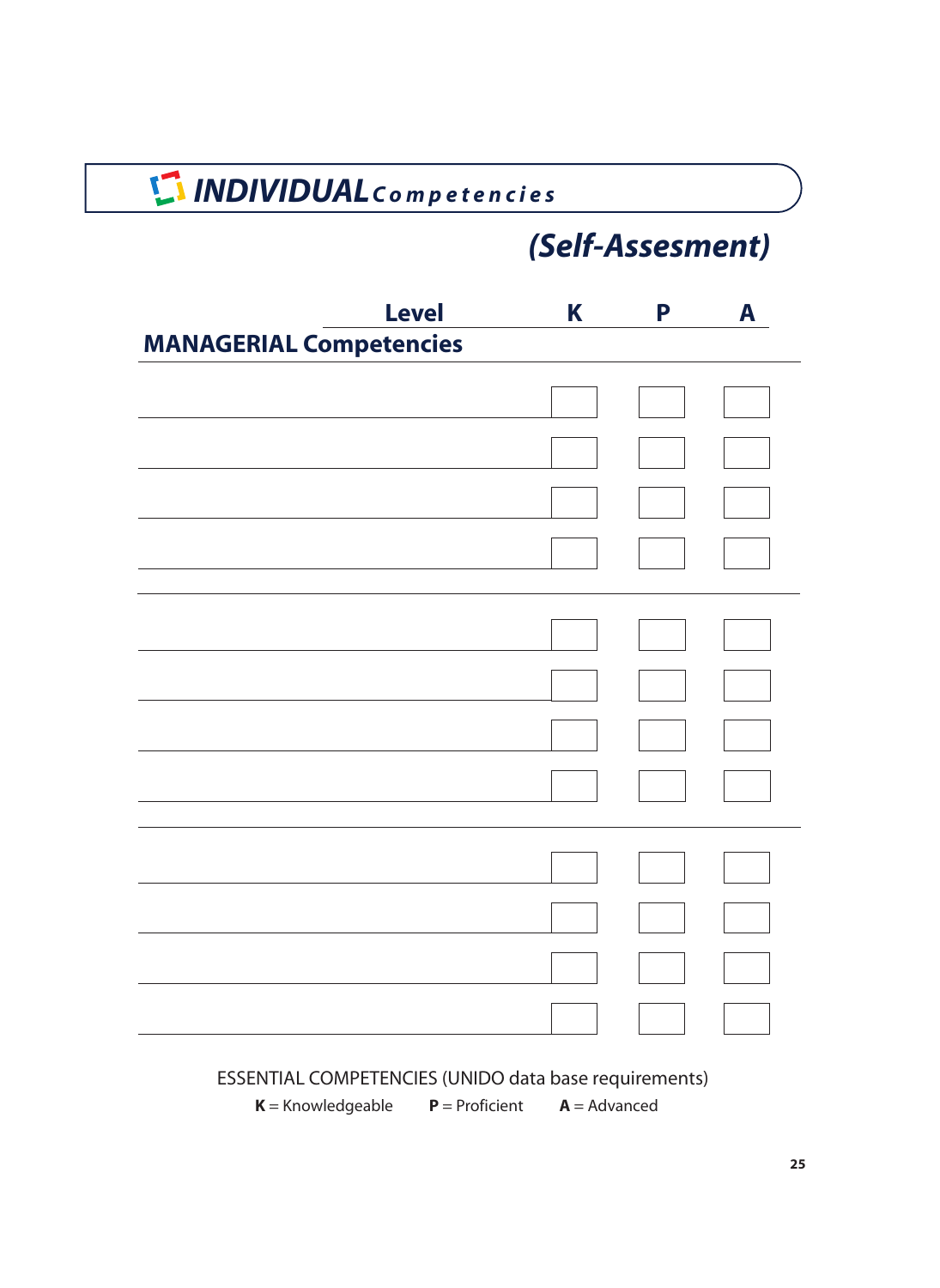# INDIVIDUAL Competencies

## (Self-Assesment)

| MANAGERIAL Competencies / Level | K | P | A |
|---|---|---|---|
| | | | |
| | | | |
| | | | |
| | | | |
| | | | |
| | | | |
| | | | |
| | | | |
| | | | |
| | | | |
| | | | |
| | | | |

ESSENTIAL COMPETENCIES (UNIDO data base requirements)

**K** = Knowledgeable **P** = Proficient **A** = Advanced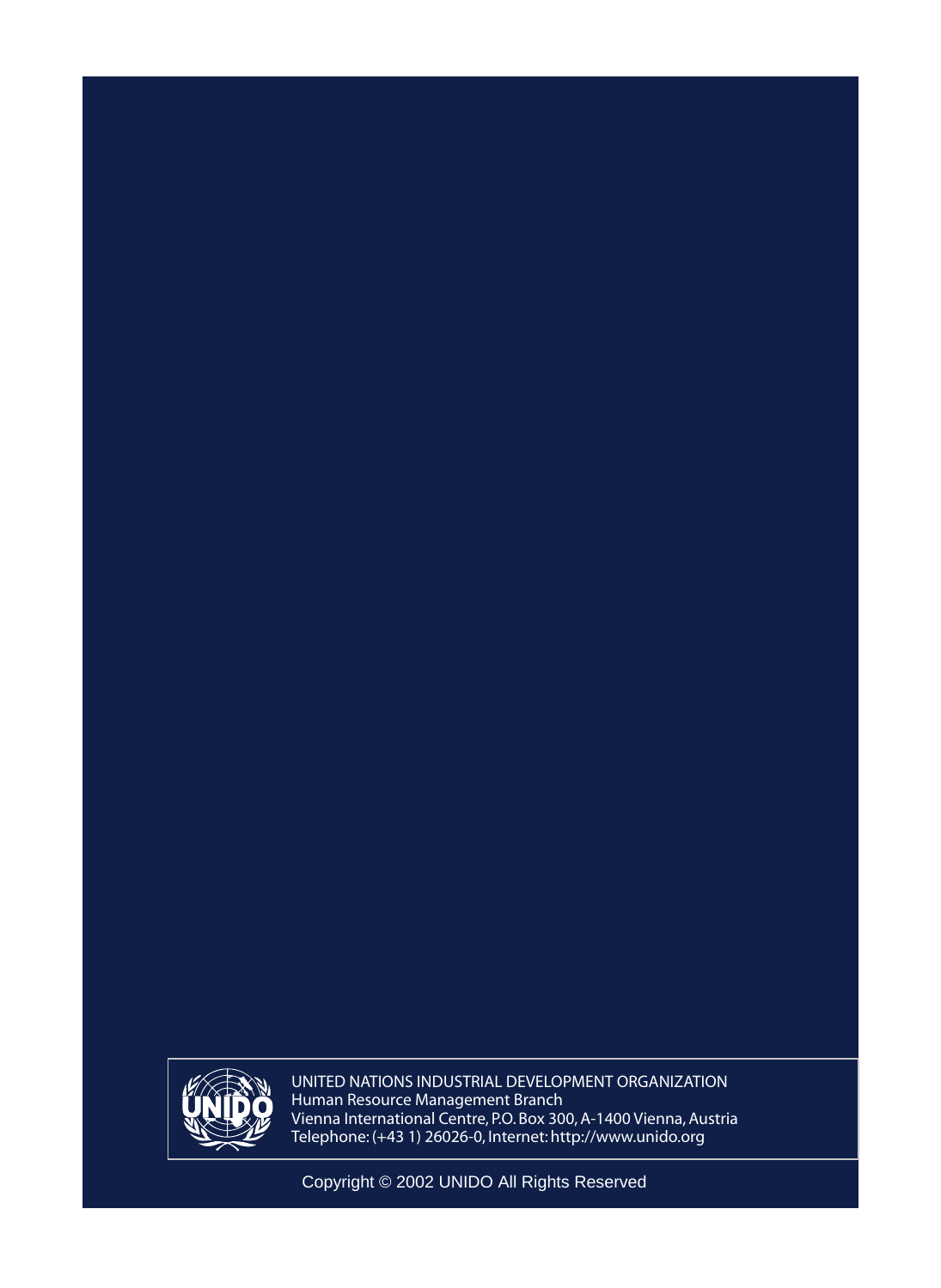UNITED NATIONS INDUSTRIAL DEVELOPMENT ORGANIZATION
Human Resource Management Branch
Vienna International Centre, P.O. Box 300, A-1400 Vienna, Austria
Telephone: (+43 1) 26026-0, Internet: http://www.unido.org

Copyright © 2002 UNIDO All Rights Reserved